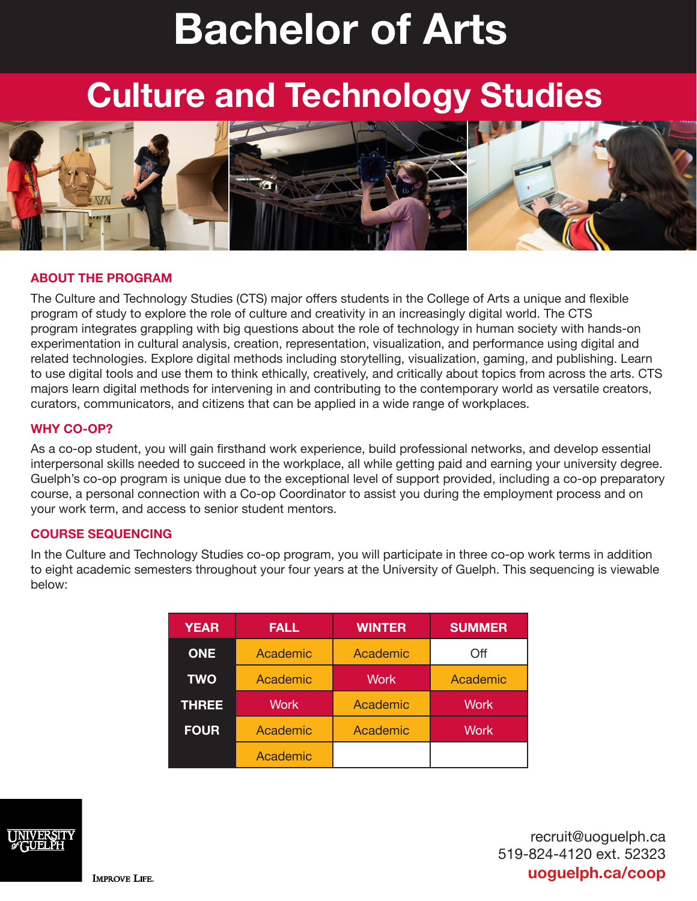# Bachelor of Arts

## Culture and Technology Studies

### ABOUT THE PROGRAM

The Culture and Technology Studies (CTS) major offers students in the College of Arts a unique and flexible program of study to explore the role of culture and creativity in an increasingly digital world. The CTS program integrates grappling with big questions about the role of technology in human society with hands-on experimentation in cultural analysis, creation, representation, visualization, and performance using digital and related technologies. Explore digital methods including storytelling, visualization, gaming, and publishing. Learn to use digital tools and use them to think ethically, creatively, and critically about topics from across the arts. CTS majors learn digital methods for intervening in and contributing to the contemporary world as versatile creators, curators, communicators, and citizens that can be applied in a wide range of workplaces.

### WHY CO-OP?

As a co-op student, you will gain firsthand work experience, build professional networks, and develop essential interpersonal skills needed to succeed in the workplace, all while getting paid and earning your university degree. Guelph's co-op program is unique due to the exceptional level of support provided, including a co-op preparatory course, a personal connection with a Co-op Coordinator to assist you during the employment process and on your work term, and access to senior student mentors.

### COURSE SEQUENCING

In the Culture and Technology Studies co-op program, you will participate in three co-op work terms in addition to eight academic semesters throughout your four years at the University of Guelph. This sequencing is viewable below:

| YEAR | FALL | WINTER | SUMMER |
|---|---|---|---|
| ONE | Academic | Academic | Off |
| TWO | Academic | Work | Academic |
| THREE | Work | Academic | Work |
| FOUR | Academic | Academic | Work |
| | Academic | | |

UNIVERSITY of GUELPH

IMPROVE LIFE.

recruit@uoguelph.ca
519-824-4120 ext. 52323
**uoguelph.ca/coop**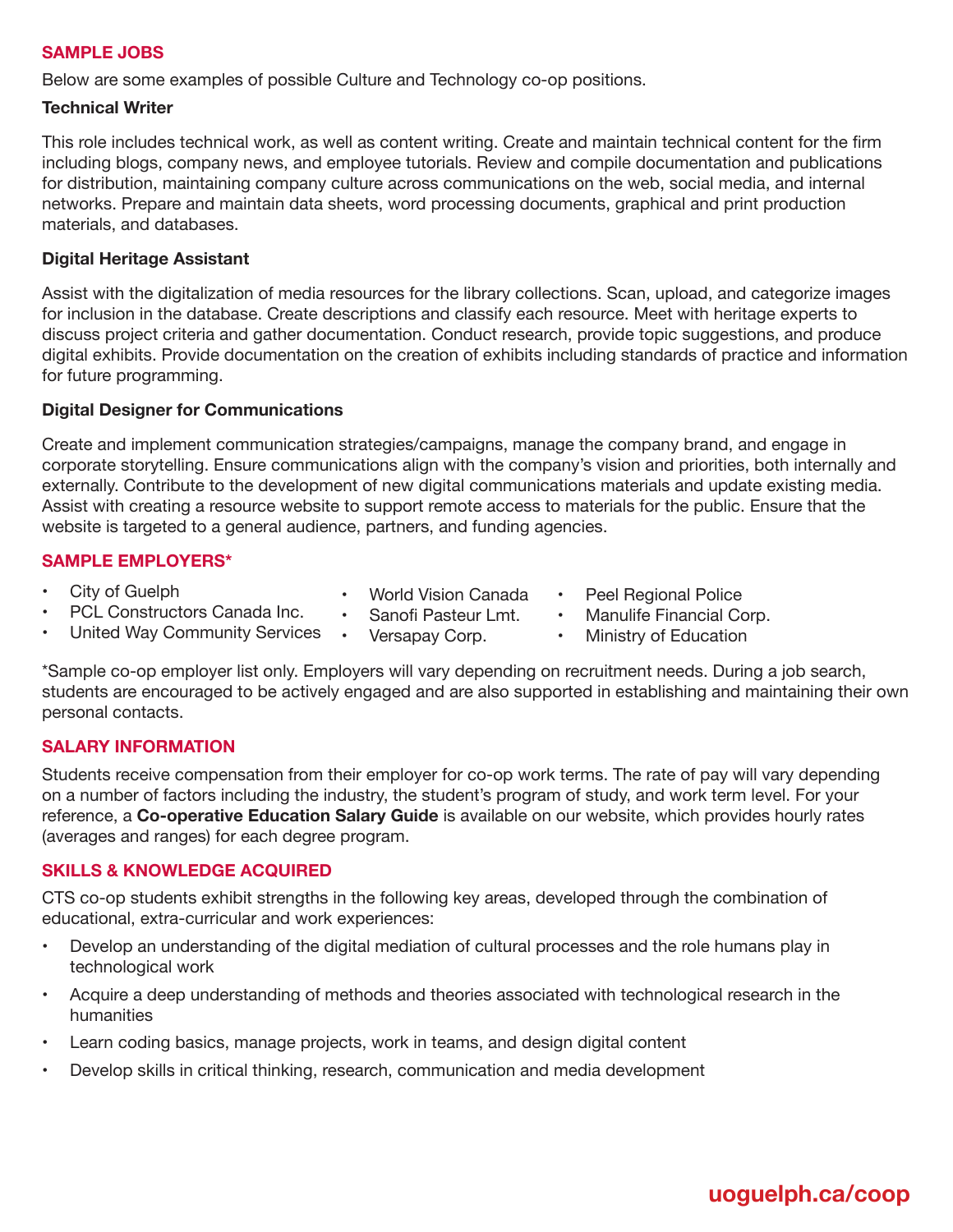## SAMPLE JOBS

Below are some examples of possible Culture and Technology co-op positions.

### Technical Writer

This role includes technical work, as well as content writing. Create and maintain technical content for the firm including blogs, company news, and employee tutorials. Review and compile documentation and publications for distribution, maintaining company culture across communications on the web, social media, and internal networks. Prepare and maintain data sheets, word processing documents, graphical and print production materials, and databases.

### Digital Heritage Assistant

Assist with the digitalization of media resources for the library collections. Scan, upload, and categorize images for inclusion in the database. Create descriptions and classify each resource. Meet with heritage experts to discuss project criteria and gather documentation. Conduct research, provide topic suggestions, and produce digital exhibits. Provide documentation on the creation of exhibits including standards of practice and information for future programming.

### Digital Designer for Communications

Create and implement communication strategies/campaigns, manage the company brand, and engage in corporate storytelling. Ensure communications align with the company's vision and priorities, both internally and externally. Contribute to the development of new digital communications materials and update existing media. Assist with creating a resource website to support remote access to materials for the public. Ensure that the website is targeted to a general audience, partners, and funding agencies.

## SAMPLE EMPLOYERS*

- City of Guelph
- PCL Constructors Canada Inc.
- United Way Community Services
- World Vision Canada
- Sanofi Pasteur Lmt.
- Versapay Corp.
- Peel Regional Police
- Manulife Financial Corp.
- Ministry of Education

*Sample co-op employer list only. Employers will vary depending on recruitment needs. During a job search, students are encouraged to be actively engaged and are also supported in establishing and maintaining their own personal contacts.

## SALARY INFORMATION

Students receive compensation from their employer for co-op work terms. The rate of pay will vary depending on a number of factors including the industry, the student's program of study, and work term level. For your reference, a **Co-operative Education Salary Guide** is available on our website, which provides hourly rates (averages and ranges) for each degree program.

## SKILLS & KNOWLEDGE ACQUIRED

CTS co-op students exhibit strengths in the following key areas, developed through the combination of educational, extra-curricular and work experiences:

- Develop an understanding of the digital mediation of cultural processes and the role humans play in technological work
- Acquire a deep understanding of methods and theories associated with technological research in the humanities
- Learn coding basics, manage projects, work in teams, and design digital content
- Develop skills in critical thinking, research, communication and media development

**uoguelph.ca/coop**